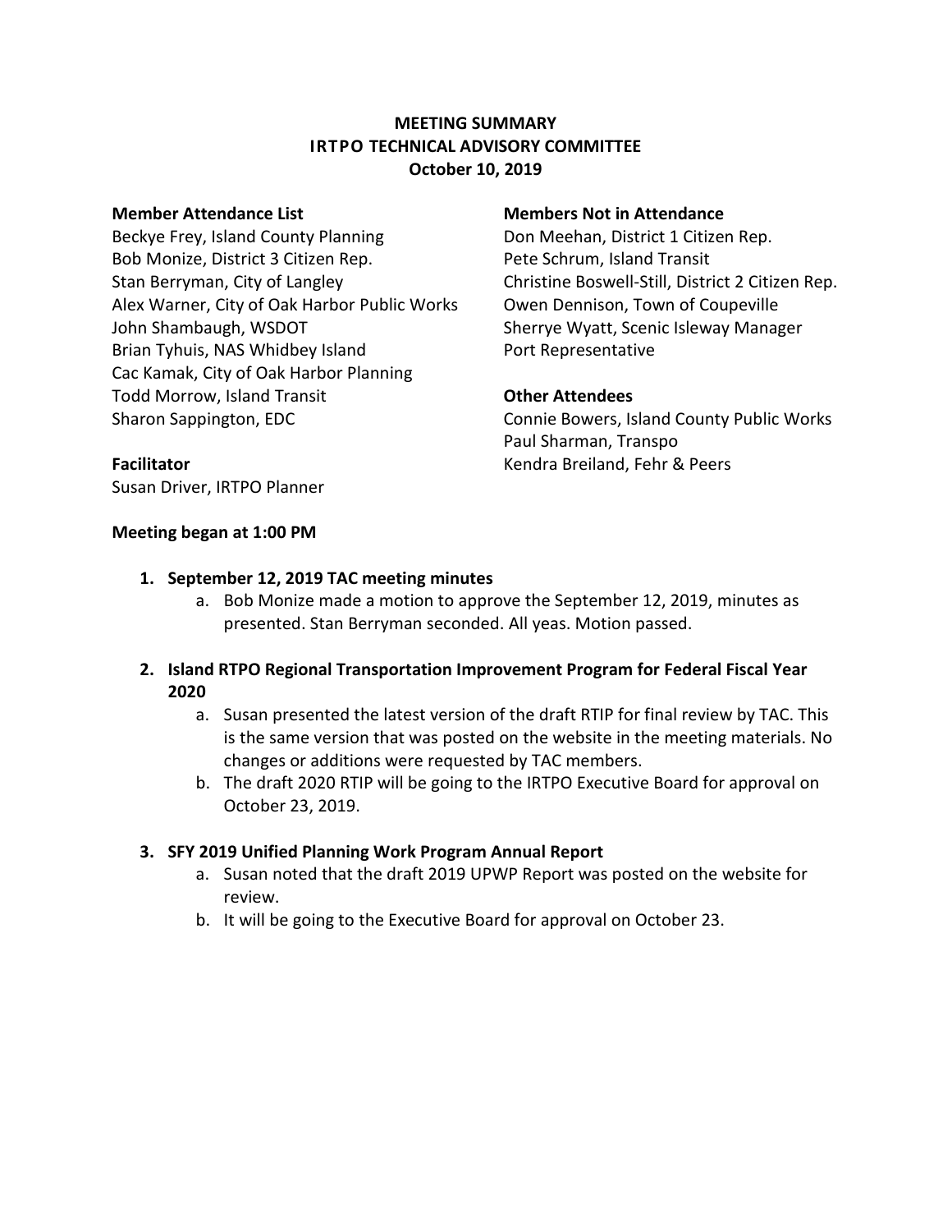# MEETING SUMMARY
## IRTPO TECHNICAL ADVISORY COMMITTEE
### October 10, 2019

**Member Attendance List**

Beckye Frey, Island County Planning
Bob Monize, District 3 Citizen Rep.
Stan Berryman, City of Langley
Alex Warner, City of Oak Harbor Public Works
John Shambaugh, WSDOT
Brian Tyhuis, NAS Whidbey Island
Cac Kamak, City of Oak Harbor Planning
Todd Morrow, Island Transit
Sharon Sappington, EDC

**Facilitator**

Susan Driver, IRTPO Planner

**Members Not in Attendance**

Don Meehan, District 1 Citizen Rep.
Pete Schrum, Island Transit
Christine Boswell-Still, District 2 Citizen Rep.
Owen Dennison, Town of Coupeville
Sherrye Wyatt, Scenic Isleway Manager
Port Representative

**Other Attendees**

Connie Bowers, Island County Public Works
Paul Sharman, Transpo
Kendra Breiland, Fehr & Peers

**Meeting began at 1:00 PM**

1. **September 12, 2019 TAC meeting minutes**
   a. Bob Monize made a motion to approve the September 12, 2019, minutes as presented. Stan Berryman seconded. All yeas. Motion passed.

2. **Island RTPO Regional Transportation Improvement Program for Federal Fiscal Year 2020**
   a. Susan presented the latest version of the draft RTIP for final review by TAC. This is the same version that was posted on the website in the meeting materials. No changes or additions were requested by TAC members.
   b. The draft 2020 RTIP will be going to the IRTPO Executive Board for approval on October 23, 2019.

3. **SFY 2019 Unified Planning Work Program Annual Report**
   a. Susan noted that the draft 2019 UPWP Report was posted on the website for review.
   b. It will be going to the Executive Board for approval on October 23.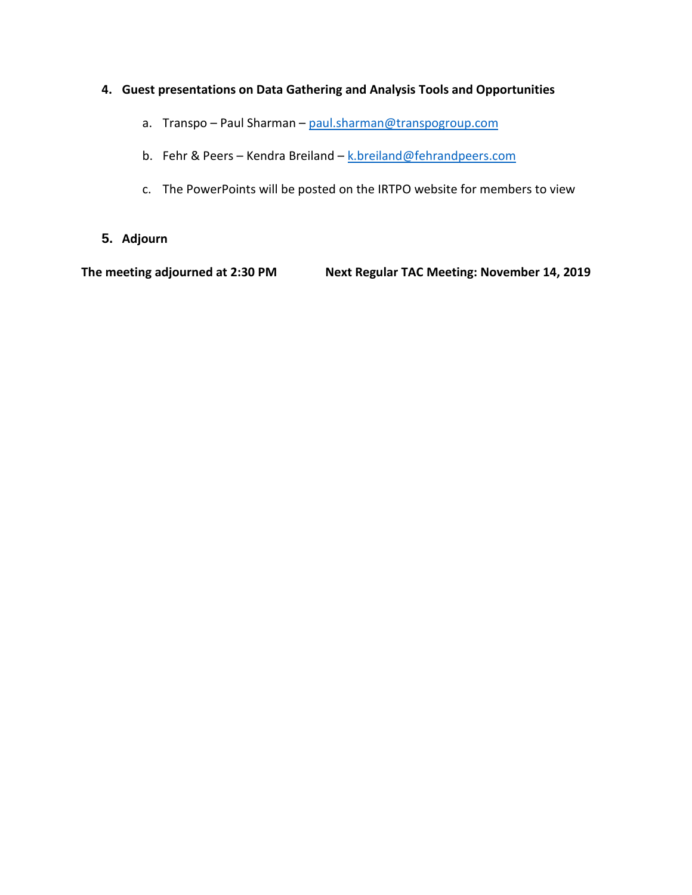**4. Guest presentations on Data Gathering and Analysis Tools and Opportunities**

a. Transpo – Paul Sharman – paul.sharman@transpogroup.com

b. Fehr & Peers – Kendra Breiland – k.breiland@fehrandpeers.com

c. The PowerPoints will be posted on the IRTPO website for members to view

**5. Adjourn**

**The meeting adjourned at 2:30 PM** **Next Regular TAC Meeting: November 14, 2019**